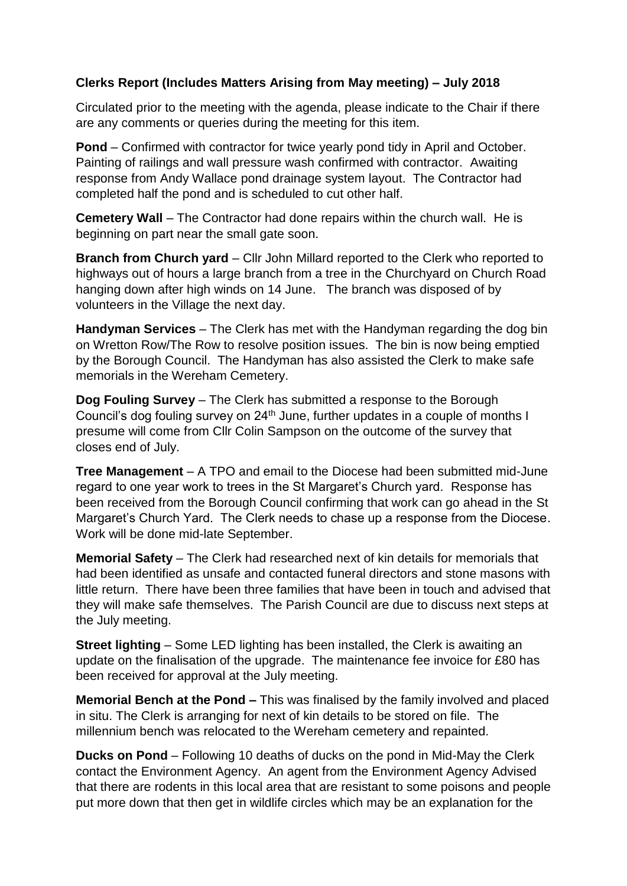**Clerks Report (Includes Matters Arising from May meeting) – July 2018**

Circulated prior to the meeting with the agenda, please indicate to the Chair if there are any comments or queries during the meeting for this item.

**Pond** – Confirmed with contractor for twice yearly pond tidy in April and October. Painting of railings and wall pressure wash confirmed with contractor. Awaiting response from Andy Wallace pond drainage system layout. The Contractor had completed half the pond and is scheduled to cut other half.

**Cemetery Wall** – The Contractor had done repairs within the church wall. He is beginning on part near the small gate soon.

**Branch from Church yard** – Cllr John Millard reported to the Clerk who reported to highways out of hours a large branch from a tree in the Churchyard on Church Road hanging down after high winds on 14 June. The branch was disposed of by volunteers in the Village the next day.

**Handyman Services** – The Clerk has met with the Handyman regarding the dog bin on Wretton Row/The Row to resolve position issues. The bin is now being emptied by the Borough Council. The Handyman has also assisted the Clerk to make safe memorials in the Wereham Cemetery.

**Dog Fouling Survey** – The Clerk has submitted a response to the Borough Council's dog fouling survey on 24th June, further updates in a couple of months I presume will come from Cllr Colin Sampson on the outcome of the survey that closes end of July.

**Tree Management** – A TPO and email to the Diocese had been submitted mid-June regard to one year work to trees in the St Margaret's Church yard. Response has been received from the Borough Council confirming that work can go ahead in the St Margaret's Church Yard. The Clerk needs to chase up a response from the Diocese. Work will be done mid-late September.

**Memorial Safety** – The Clerk had researched next of kin details for memorials that had been identified as unsafe and contacted funeral directors and stone masons with little return. There have been three families that have been in touch and advised that they will make safe themselves. The Parish Council are due to discuss next steps at the July meeting.

**Street lighting** – Some LED lighting has been installed, the Clerk is awaiting an update on the finalisation of the upgrade. The maintenance fee invoice for £80 has been received for approval at the July meeting.

**Memorial Bench at the Pond –** This was finalised by the family involved and placed in situ. The Clerk is arranging for next of kin details to be stored on file. The millennium bench was relocated to the Wereham cemetery and repainted.

**Ducks on Pond** – Following 10 deaths of ducks on the pond in Mid-May the Clerk contact the Environment Agency. An agent from the Environment Agency Advised that there are rodents in this local area that are resistant to some poisons and people put more down that then get in wildlife circles which may be an explanation for the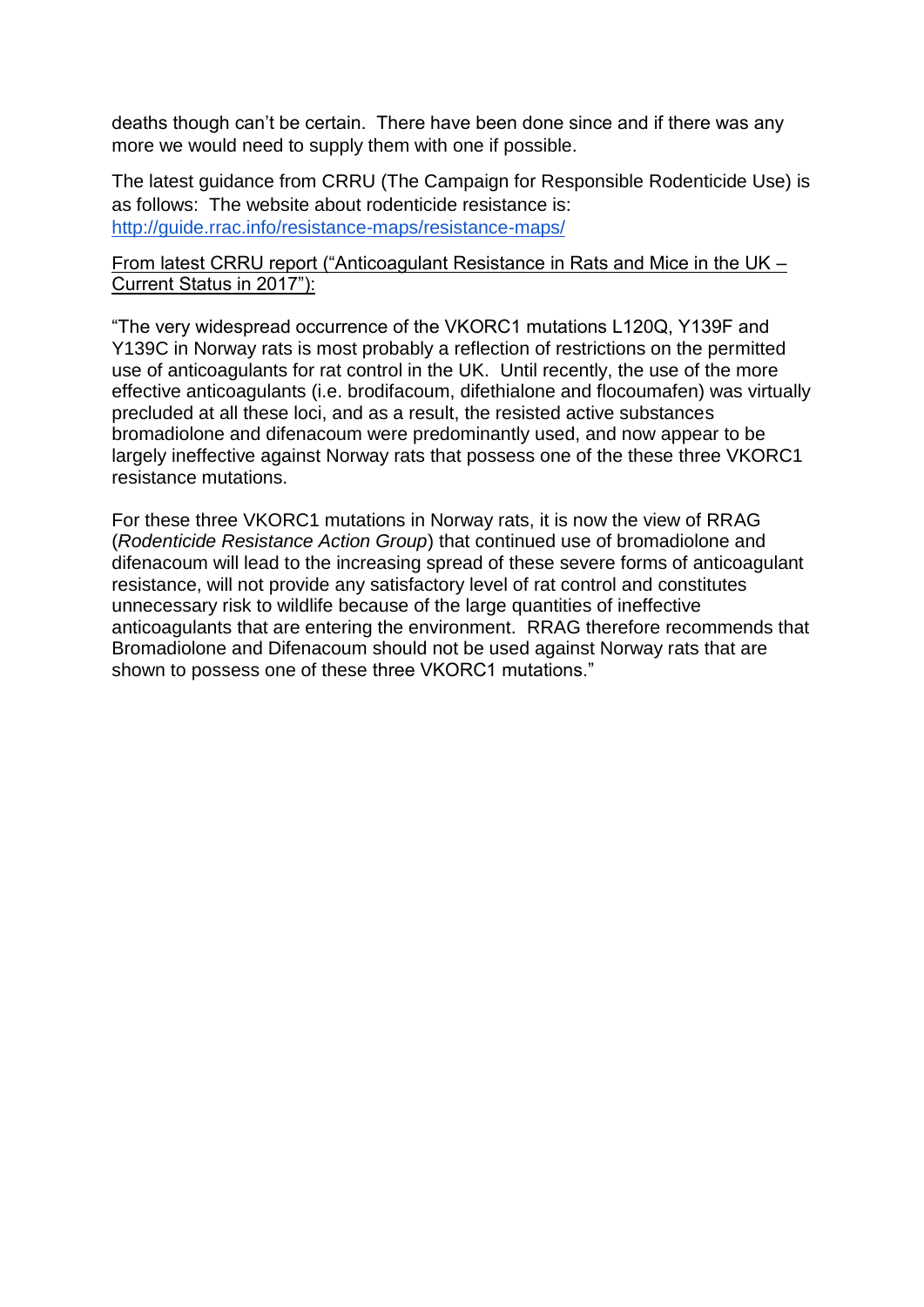deaths though can't be certain. There have been done since and if there was any more we would need to supply them with one if possible.

The latest guidance from CRRU (The Campaign for Responsible Rodenticide Use) is as follows: The website about rodenticide resistance is: http://guide.rrac.info/resistance-maps/resistance-maps/

From latest CRRU report ("Anticoagulant Resistance in Rats and Mice in the UK – Current Status in 2017"):

"The very widespread occurrence of the VKORC1 mutations L120Q, Y139F and Y139C in Norway rats is most probably a reflection of restrictions on the permitted use of anticoagulants for rat control in the UK. Until recently, the use of the more effective anticoagulants (i.e. brodifacoum, difethialone and flocoumafen) was virtually precluded at all these loci, and as a result, the resisted active substances bromadiolone and difenacoum were predominantly used, and now appear to be largely ineffective against Norway rats that possess one of the these three VKORC1 resistance mutations.

For these three VKORC1 mutations in Norway rats, it is now the view of RRAG (*Rodenticide Resistance Action Group*) that continued use of bromadiolone and difenacoum will lead to the increasing spread of these severe forms of anticoagulant resistance, will not provide any satisfactory level of rat control and constitutes unnecessary risk to wildlife because of the large quantities of ineffective anticoagulants that are entering the environment. RRAG therefore recommends that Bromadiolone and Difenacoum should not be used against Norway rats that are shown to possess one of these three VKORC1 mutations."